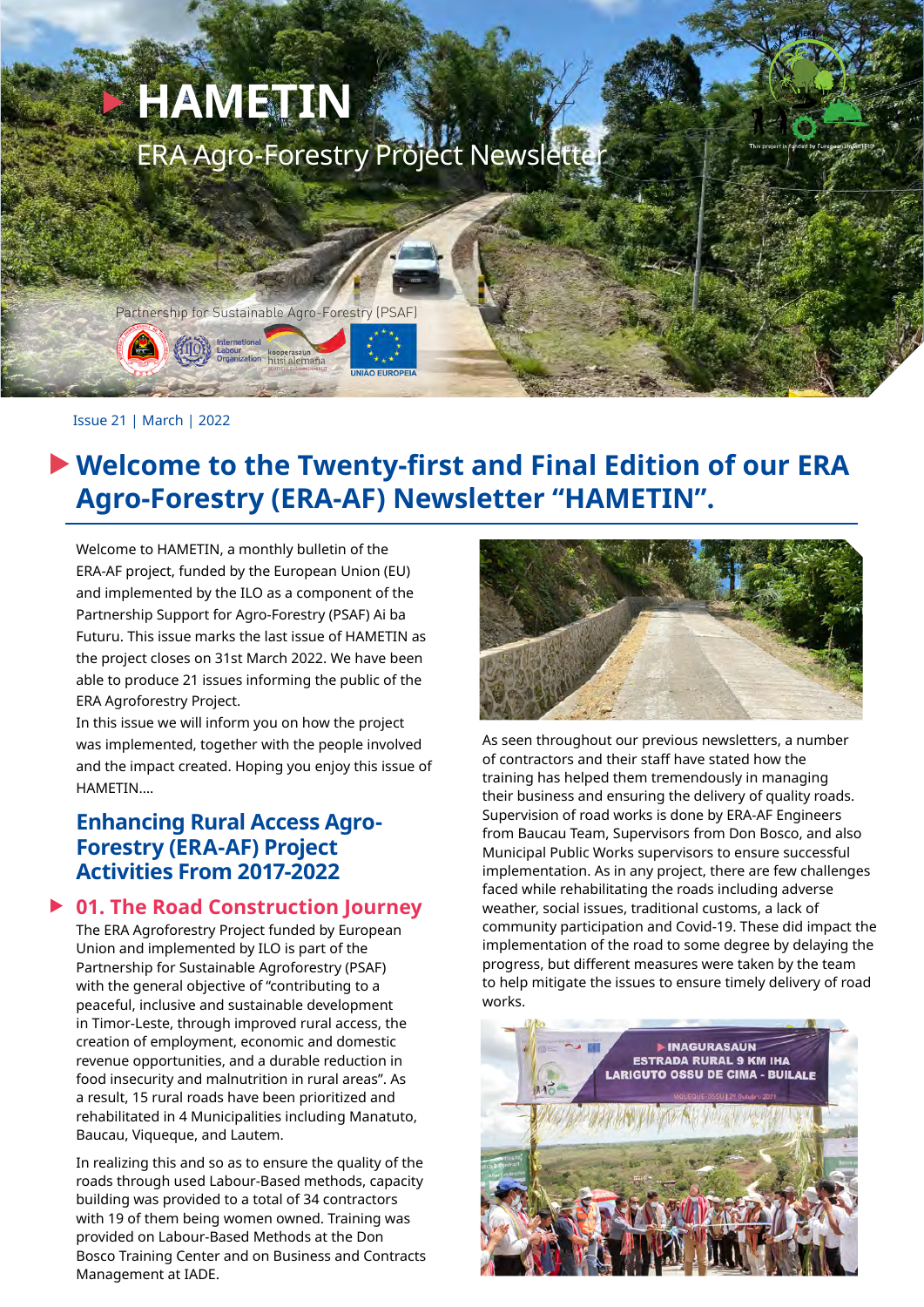# HAMETIN

ERA Agro-Forestry Project Newsletter

Partnership for Sustainable Agro-Forestry (PSAF)

Issue 21 | March | 2022

## Welcome to the Twenty-first and Final Edition of our ERA Agro-Forestry (ERA-AF) Newsletter "HAMETIN".

Welcome to HAMETIN, a monthly bulletin of the ERA-AF project, funded by the European Union (EU) and implemented by the ILO as a component of the Partnership Support for Agro-Forestry (PSAF) Ai ba Futuru. This issue marks the last issue of HAMETIN as the project closes on 31st March 2022. We have been able to produce 21 issues informing the public of the ERA Agroforestry Project.
In this issue we will inform you on how the project was implemented, together with the people involved and the impact created. Hoping you enjoy this issue of HAMETIN....

### Enhancing Rural Access Agro-Forestry (ERA-AF) Project Activities From 2017-2022

#### 01. The Road Construction Journey

The ERA Agroforestry Project funded by European Union and implemented by ILO is part of the Partnership for Sustainable Agroforestry (PSAF) with the general objective of "contributing to a peaceful, inclusive and sustainable development in Timor-Leste, through improved rural access, the creation of employment, economic and domestic revenue opportunities, and a durable reduction in food insecurity and malnutrition in rural areas". As a result, 15 rural roads have been prioritized and rehabilitated in 4 Municipalities including Manatuto, Baucau, Viqueque, and Lautem.

In realizing this and so as to ensure the quality of the roads through used Labour-Based methods, capacity building was provided to a total of 34 contractors with 19 of them being women owned. Training was provided on Labour-Based Methods at the Don Bosco Training Center and on Business and Contracts Management at IADE.

As seen throughout our previous newsletters, a number of contractors and their staff have stated how the training has helped them tremendously in managing their business and ensuring the delivery of quality roads. Supervision of road works is done by ERA-AF Engineers from Baucau Team, Supervisors from Don Bosco, and also Municipal Public Works supervisors to ensure successful implementation. As in any project, there are few challenges faced while rehabilitating the roads including adverse weather, social issues, traditional customs, a lack of community participation and Covid-19. These did impact the implementation of the road to some degree by delaying the progress, but different measures were taken by the team to help mitigate the issues to ensure timely delivery of road works.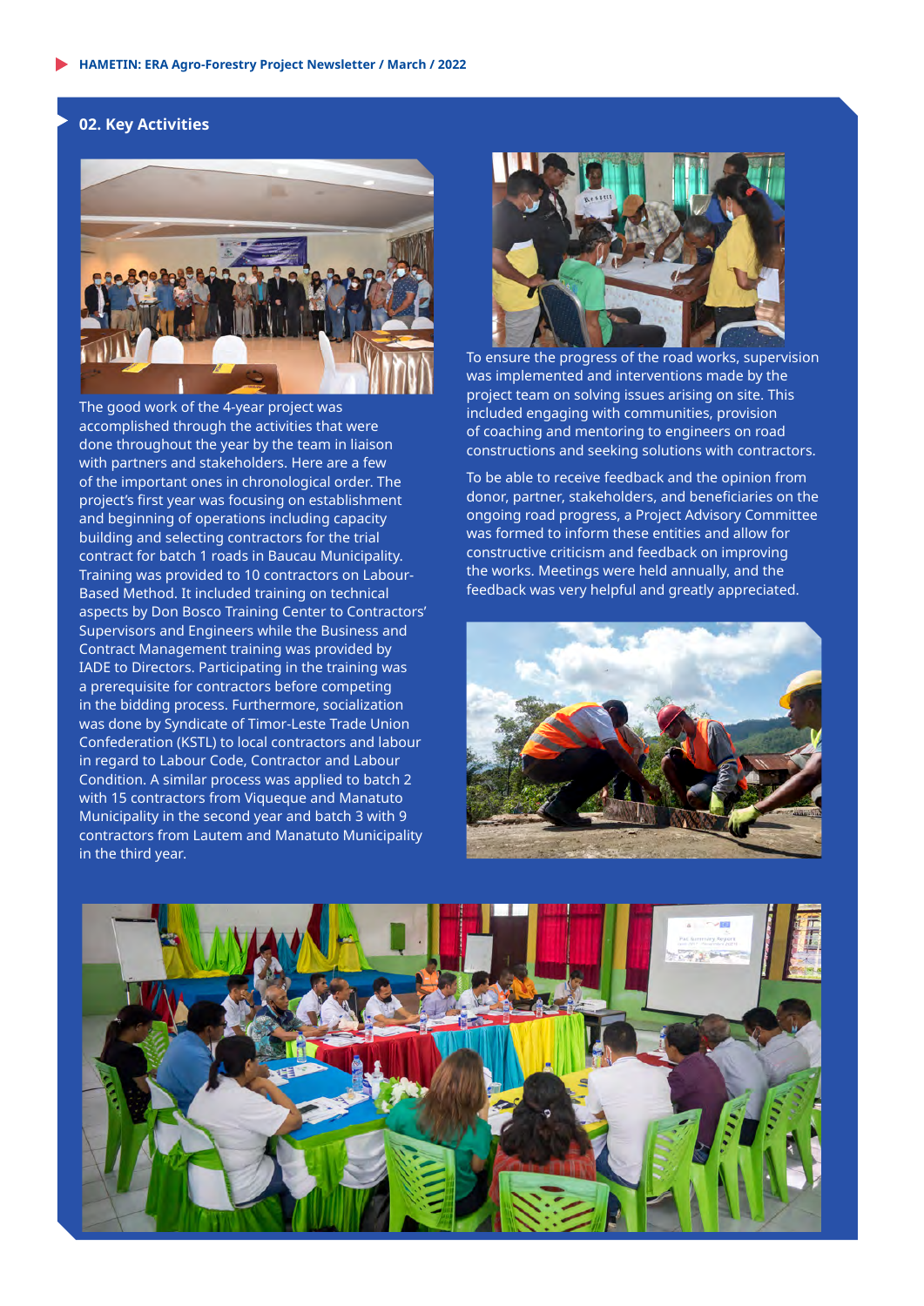## 02. Key Activities

The good work of the 4-year project was accomplished through the activities that were done throughout the year by the team in liaison with partners and stakeholders. Here are a few of the important ones in chronological order. The project's first year was focusing on establishment and beginning of operations including capacity building and selecting contractors for the trial contract for batch 1 roads in Baucau Municipality. Training was provided to 10 contractors on Labour-Based Method. It included training on technical aspects by Don Bosco Training Center to Contractors' Supervisors and Engineers while the Business and Contract Management training was provided by IADE to Directors. Participating in the training was a prerequisite for contractors before competing in the bidding process. Furthermore, socialization was done by Syndicate of Timor-Leste Trade Union Confederation (KSTL) to local contractors and labour in regard to Labour Code, Contractor and Labour Condition. A similar process was applied to batch 2 with 15 contractors from Viqueque and Manatuto Municipality in the second year and batch 3 with 9 contractors from Lautem and Manatuto Municipality in the third year.

To ensure the progress of the road works, supervision was implemented and interventions made by the project team on solving issues arising on site. This included engaging with communities, provision of coaching and mentoring to engineers on road constructions and seeking solutions with contractors.

To be able to receive feedback and the opinion from donor, partner, stakeholders, and beneficiaries on the ongoing road progress, a Project Advisory Committee was formed to inform these entities and allow for constructive criticism and feedback on improving the works. Meetings were held annually, and the feedback was very helpful and greatly appreciated.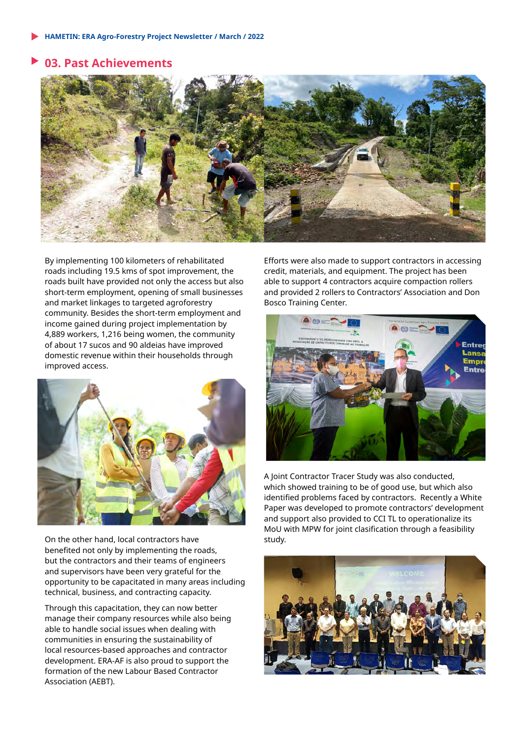## 03. Past Achievements

By implementing 100 kilometers of rehabilitated roads including 19.5 kms of spot improvement, the roads built have provided not only the access but also short-term employment, opening of small businesses and market linkages to targeted agroforestry community. Besides the short-term employment and income gained during project implementation by 4,889 workers, 1,216 being women, the community of about 17 sucos and 90 aldeias have improved domestic revenue within their households through improved access.

On the other hand, local contractors have benefited not only by implementing the roads, but the contractors and their teams of engineers and supervisors have been very grateful for the opportunity to be capacitated in many areas including technical, business, and contracting capacity.

Through this capacitation, they can now better manage their company resources while also being able to handle social issues when dealing with communities in ensuring the sustainability of local resources-based approaches and contractor development. ERA-AF is also proud to support the formation of the new Labour Based Contractor Association (AEBT).

Efforts were also made to support contractors in accessing credit, materials, and equipment. The project has been able to support 4 contractors acquire compaction rollers and provided 2 rollers to Contractors' Association and Don Bosco Training Center.

A Joint Contractor Tracer Study was also conducted, which showed training to be of good use, but which also identified problems faced by contractors. Recently a White Paper was developed to promote contractors' development and support also provided to CCI TL to operationalize its MoU with MPW for joint clasification through a feasibility study.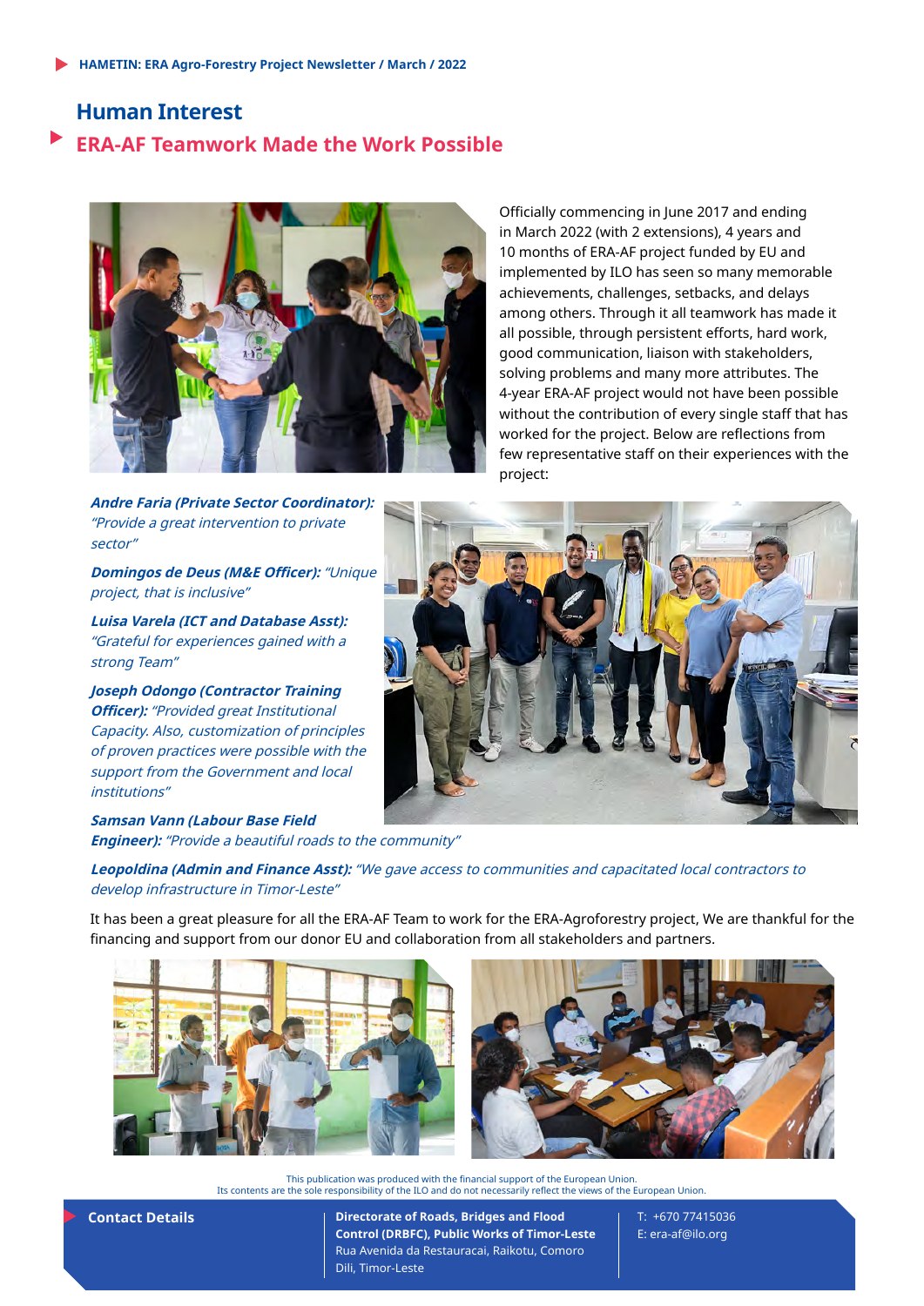## Human Interest

## ERA-AF Teamwork Made the Work Possible

Officially commencing in June 2017 and ending in March 2022 (with 2 extensions), 4 years and 10 months of ERA-AF project funded by EU and implemented by ILO has seen so many memorable achievements, challenges, setbacks, and delays among others. Through it all teamwork has made it all possible, through persistent efforts, hard work, good communication, liaison with stakeholders, solving problems and many more attributes. The 4-year ERA-AF project would not have been possible without the contribution of every single staff that has worked for the project. Below are reflections from few representative staff on their experiences with the project:

***Andre Faria (Private Sector Coordinator):*** *"Provide a great intervention to private sector"*

***Domingos de Deus (M&E Officer):*** *"Unique project, that is inclusive"*

***Luisa Varela (ICT and Database Asst):*** *"Grateful for experiences gained with a strong Team"*

***Joseph Odongo (Contractor Training Officer):*** *"Provided great Institutional Capacity. Also, customization of principles of proven practices were possible with the support from the Government and local institutions"*

***Samsan Vann (Labour Base Field Engineer):*** *"Provide a beautiful roads to the community"*

***Leopoldina (Admin and Finance Asst):*** *"We gave access to communities and capacitated local contractors to develop infrastructure in Timor-Leste"*

It has been a great pleasure for all the ERA-AF Team to work for the ERA-Agroforestry project, We are thankful for the financing and support from our donor EU and collaboration from all stakeholders and partners.

This publication was produced with the financial support of the European Union.
Its contents are the sole responsibility of the ILO and do not necessarily reflect the views of the European Union.

**Contact Details**

**Directorate of Roads, Bridges and Flood Control (DRBFC), Public Works of Timor-Leste**
Rua Avenida da Restauracai, Raikotu, Comoro
Dili, Timor-Leste

T: +670 77415036
E: era-af@ilo.org